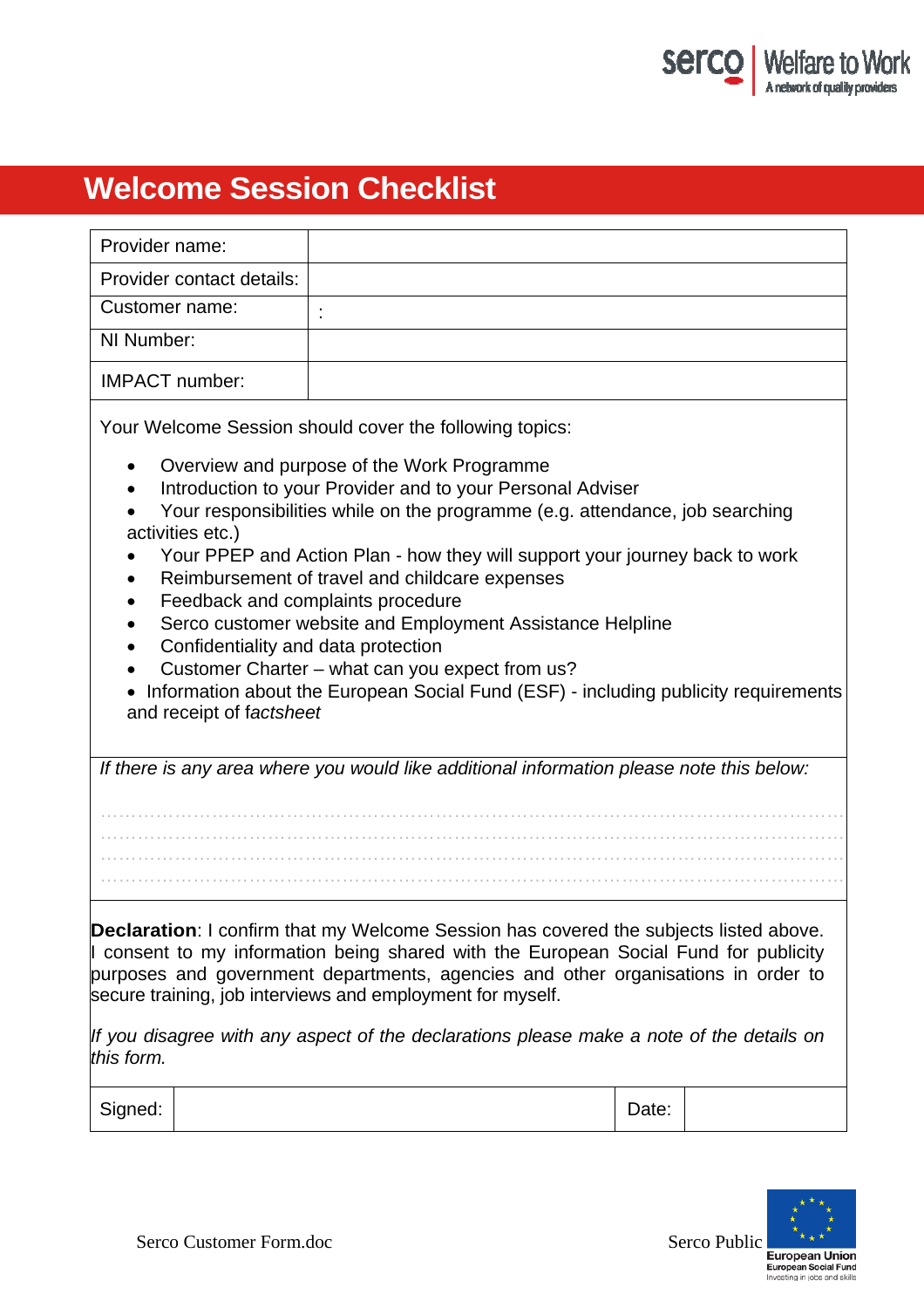# Welcome Session Checklist

| Provider name: | |
|---|---|
| Provider contact details: | |
| Customer name: | : |
| NI Number: | |
| IMPACT number: | |

Your Welcome Session should cover the following topics:

- Overview and purpose of the Work Programme
- Introduction to your Provider and to your Personal Adviser
- Your responsibilities while on the programme (e.g. attendance, job searching activities etc.)
- Your PPEP and Action Plan - how they will support your journey back to work
- Reimbursement of travel and childcare expenses
- Feedback and complaints procedure
- Serco customer website and Employment Assistance Helpline
- Confidentiality and data protection
- Customer Charter – what can you expect from us?
- Information about the European Social Fund (ESF) - including publicity requirements and receipt of f*actsheet*

*If there is any area where you would like additional information please note this below:*

........................................................................................................................................

........................................................................................................................................

........................................................................................................................................

........................................................................................................................................

**Declaration**: I confirm that my Welcome Session has covered the subjects listed above. I consent to my information being shared with the European Social Fund for publicity purposes and government departments, agencies and other organisations in order to secure training, job interviews and employment for myself.

*If you disagree with any aspect of the declarations please make a note of the details on this form.*

| Signed: | | Date: | |
|---|---|---|---|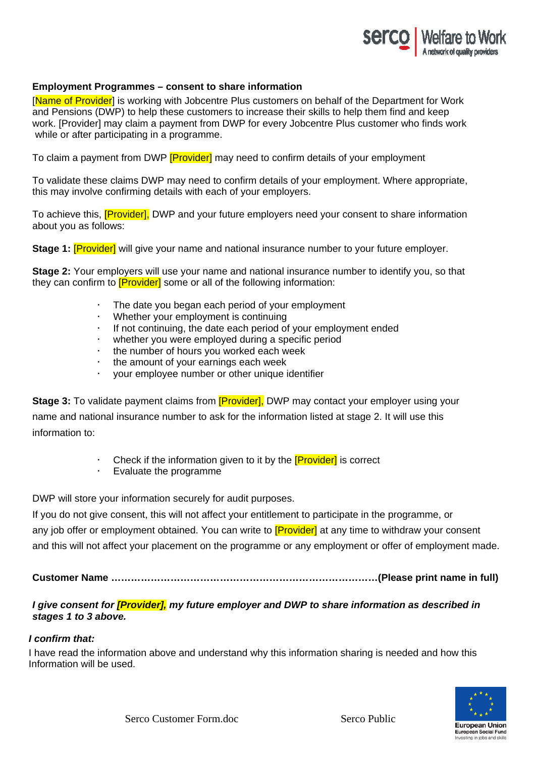**Employment Programmes – consent to share information**

[Name of Provider] is working with Jobcentre Plus customers on behalf of the Department for Work and Pensions (DWP) to help these customers to increase their skills to help them find and keep work. [Provider] may claim a payment from DWP for every Jobcentre Plus customer who finds work while or after participating in a programme.

To claim a payment from DWP [Provider] may need to confirm details of your employment

To validate these claims DWP may need to confirm details of your employment. Where appropriate, this may involve confirming details with each of your employers.

To achieve this, [Provider], DWP and your future employers need your consent to share information about you as follows:

**Stage 1:** [Provider] will give your name and national insurance number to your future employer.

**Stage 2:** Your employers will use your name and national insurance number to identify you, so that they can confirm to [Provider] some or all of the following information:

- The date you began each period of your employment
- Whether your employment is continuing
- If not continuing, the date each period of your employment ended
- whether you were employed during a specific period
- the number of hours you worked each week
- the amount of your earnings each week
- your employee number or other unique identifier

**Stage 3:** To validate payment claims from [Provider], DWP may contact your employer using your name and national insurance number to ask for the information listed at stage 2. It will use this information to:

- Check if the information given to it by the [Provider] is correct
- Evaluate the programme

DWP will store your information securely for audit purposes.

If you do not give consent, this will not affect your entitlement to participate in the programme, or any job offer or employment obtained. You can write to [Provider] at any time to withdraw your consent and this will not affect your placement on the programme or any employment or offer of employment made.

**Customer Name ………………………………………………………………………(Please print name in full)**

***I give consent for [Provider], my future employer and DWP to share information as described in stages 1 to 3 above.***

***I confirm that:***

I have read the information above and understand why this information sharing is needed and how this Information will be used.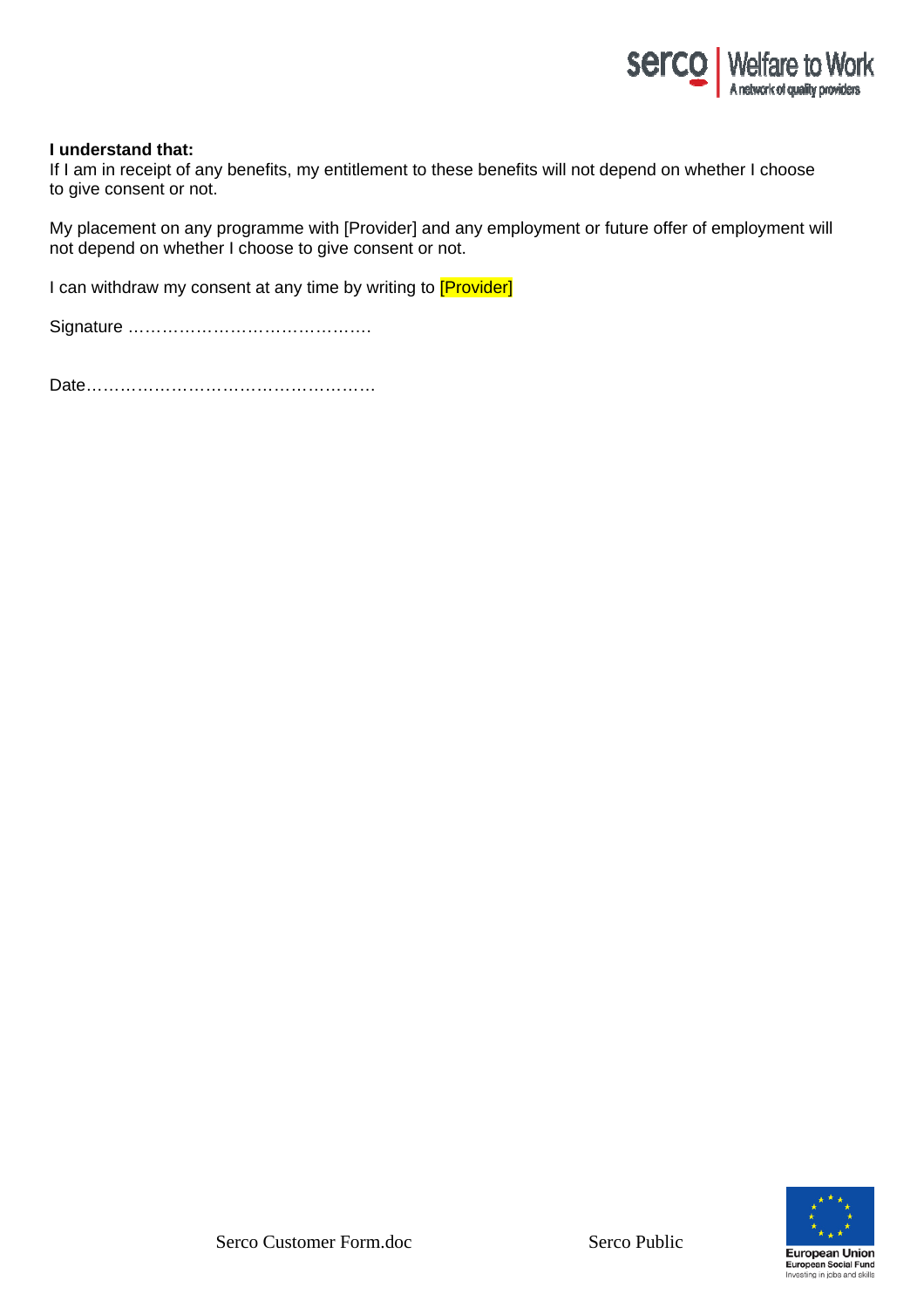**I understand that:**

If I am in receipt of any benefits, my entitlement to these benefits will not depend on whether I choose to give consent or not.

My placement on any programme with [Provider] and any employment or future offer of employment will not depend on whether I choose to give consent or not.

I can withdraw my consent at any time by writing to [Provider]

Signature …………………………………….

Date……………………………………………